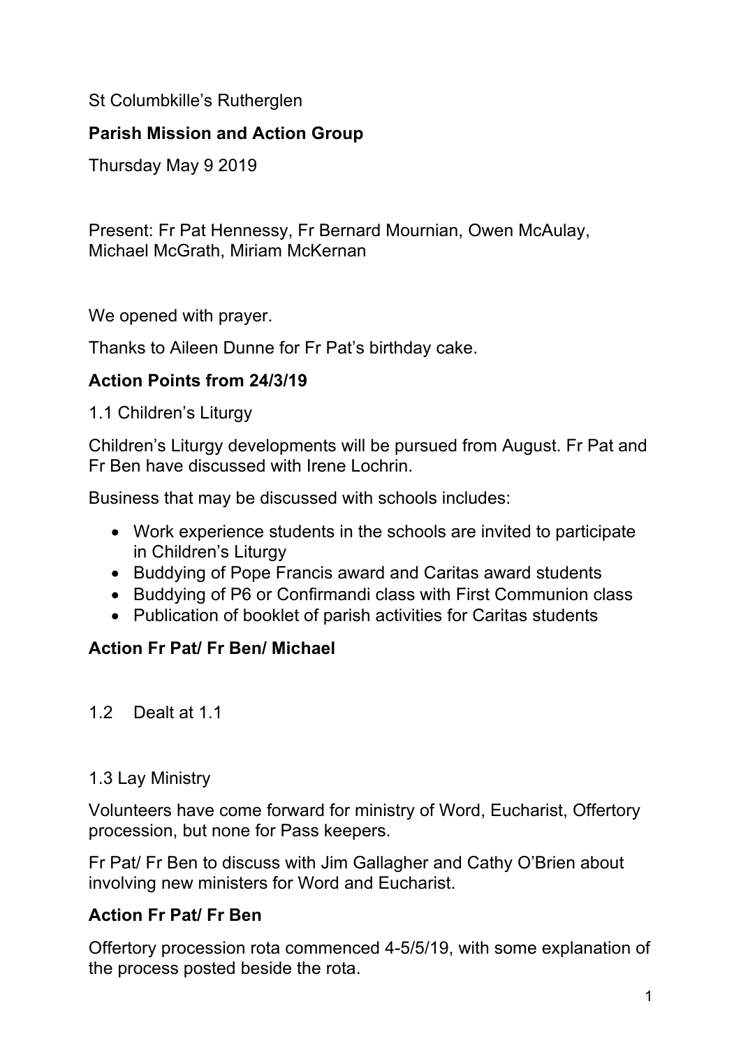St Columbkille's Rutherglen

**Parish Mission and Action Group**

Thursday May 9 2019

Present: Fr Pat Hennessy, Fr Bernard Mournian, Owen McAulay, Michael McGrath, Miriam McKernan

We opened with prayer.

Thanks to Aileen Dunne for Fr Pat's birthday cake.

**Action Points from 24/3/19**

1.1 Children's Liturgy

Children's Liturgy developments will be pursued from August. Fr Pat and Fr Ben have discussed with Irene Lochrin.

Business that may be discussed with schools includes:

- Work experience students in the schools are invited to participate in Children's Liturgy
- Buddying of Pope Francis award and Caritas award students
- Buddying of P6 or Confirmandi class with First Communion class
- Publication of booklet of parish activities for Caritas students

**Action Fr Pat/ Fr Ben/ Michael**

1.2 Dealt at 1.1

1.3 Lay Ministry

Volunteers have come forward for ministry of Word, Eucharist, Offertory procession, but none for Pass keepers.

Fr Pat/ Fr Ben to discuss with Jim Gallagher and Cathy O'Brien about involving new ministers for Word and Eucharist.

**Action Fr Pat/ Fr Ben**

Offertory procession rota commenced 4-5/5/19, with some explanation of the process posted beside the rota.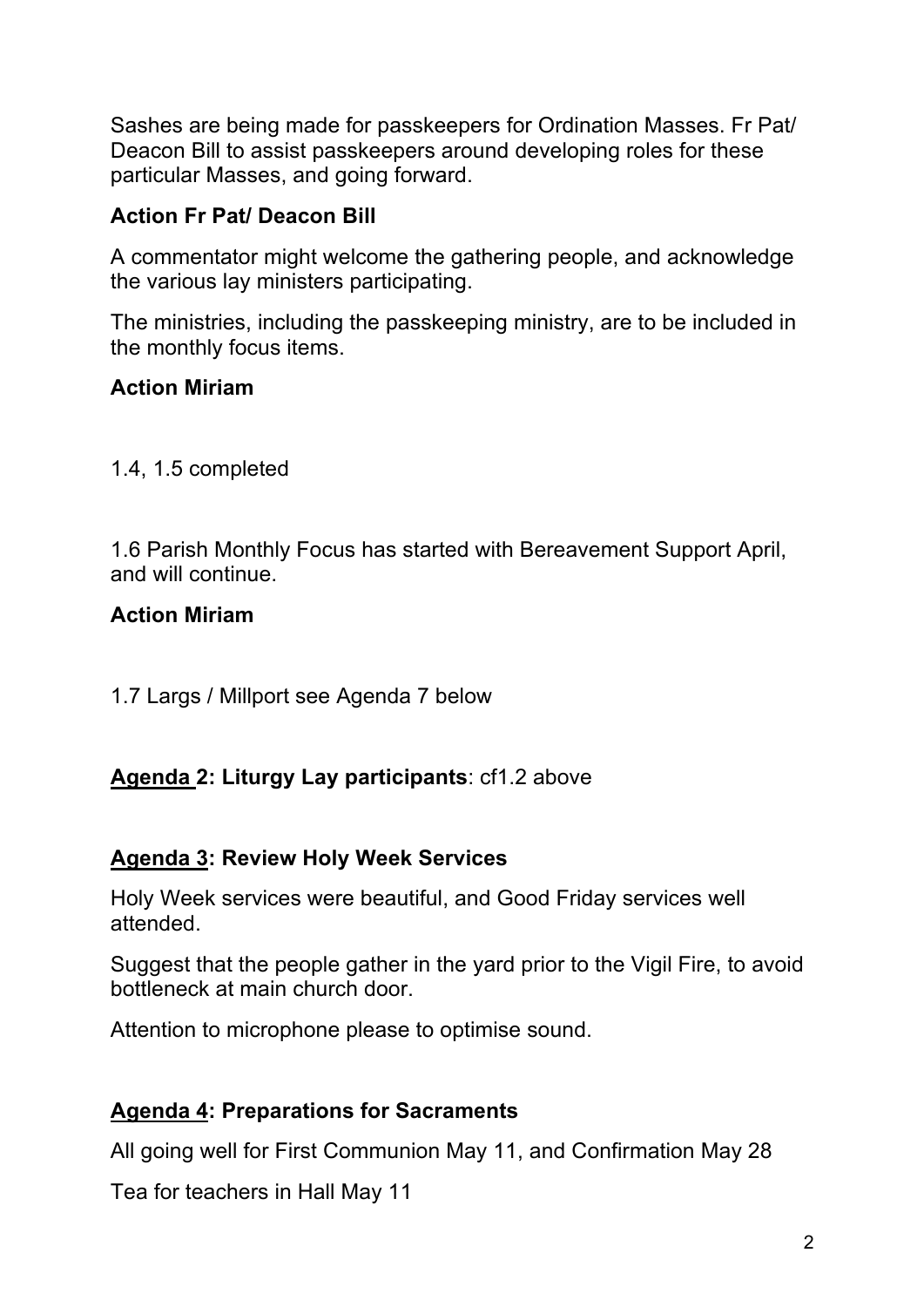Sashes are being made for passkeepers for Ordination Masses. Fr Pat/ Deacon Bill to assist passkeepers around developing roles for these particular Masses, and going forward.

**Action Fr Pat/ Deacon Bill**

A commentator might welcome the gathering people, and acknowledge the various lay ministers participating.

The ministries, including the passkeeping ministry, are to be included in the monthly focus items.

**Action Miriam**

1.4, 1.5 completed

1.6 Parish Monthly Focus has started with Bereavement Support April, and will continue.

**Action Miriam**

1.7 Largs / Millport see Agenda 7 below

**<u>Agenda </u>2: Liturgy Lay participants**: cf1.2 above

**<u>Agenda 3</u>: Review Holy Week Services**

Holy Week services were beautiful, and Good Friday services well attended.

Suggest that the people gather in the yard prior to the Vigil Fire, to avoid bottleneck at main church door.

Attention to microphone please to optimise sound.

**<u>Agenda 4</u>: Preparations for Sacraments**

All going well for First Communion May 11, and Confirmation May 28

Tea for teachers in Hall May 11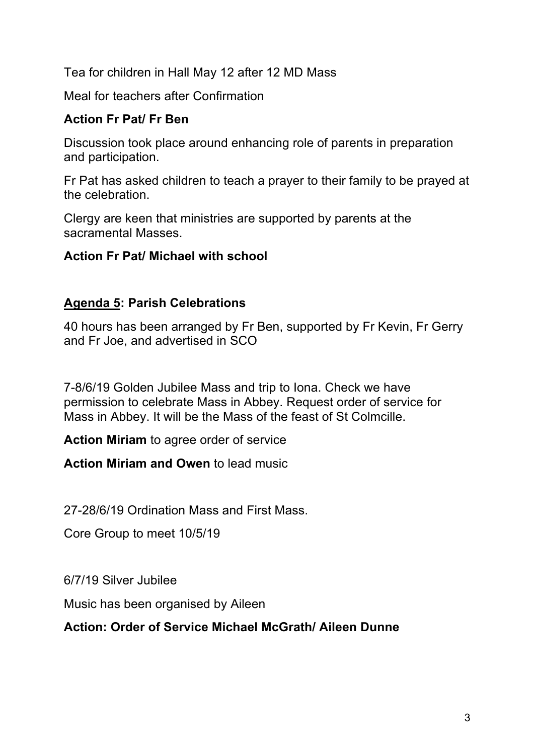Tea for children in Hall May 12 after 12 MD Mass

Meal for teachers after Confirmation

**Action Fr Pat/ Fr Ben**

Discussion took place around enhancing role of parents in preparation and participation.

Fr Pat has asked children to teach a prayer to their family to be prayed at the celebration.

Clergy are keen that ministries are supported by parents at the sacramental Masses.

**Action Fr Pat/ Michael with school**

**<u>Agenda 5</u>: Parish Celebrations**

40 hours has been arranged by Fr Ben, supported by Fr Kevin, Fr Gerry and Fr Joe, and advertised in SCO

7-8/6/19 Golden Jubilee Mass and trip to Iona. Check we have permission to celebrate Mass in Abbey. Request order of service for Mass in Abbey. It will be the Mass of the feast of St Colmcille.

**Action Miriam** to agree order of service

**Action Miriam and Owen** to lead music

27-28/6/19 Ordination Mass and First Mass.

Core Group to meet 10/5/19

6/7/19 Silver Jubilee

Music has been organised by Aileen

**Action: Order of Service Michael McGrath/ Aileen Dunne**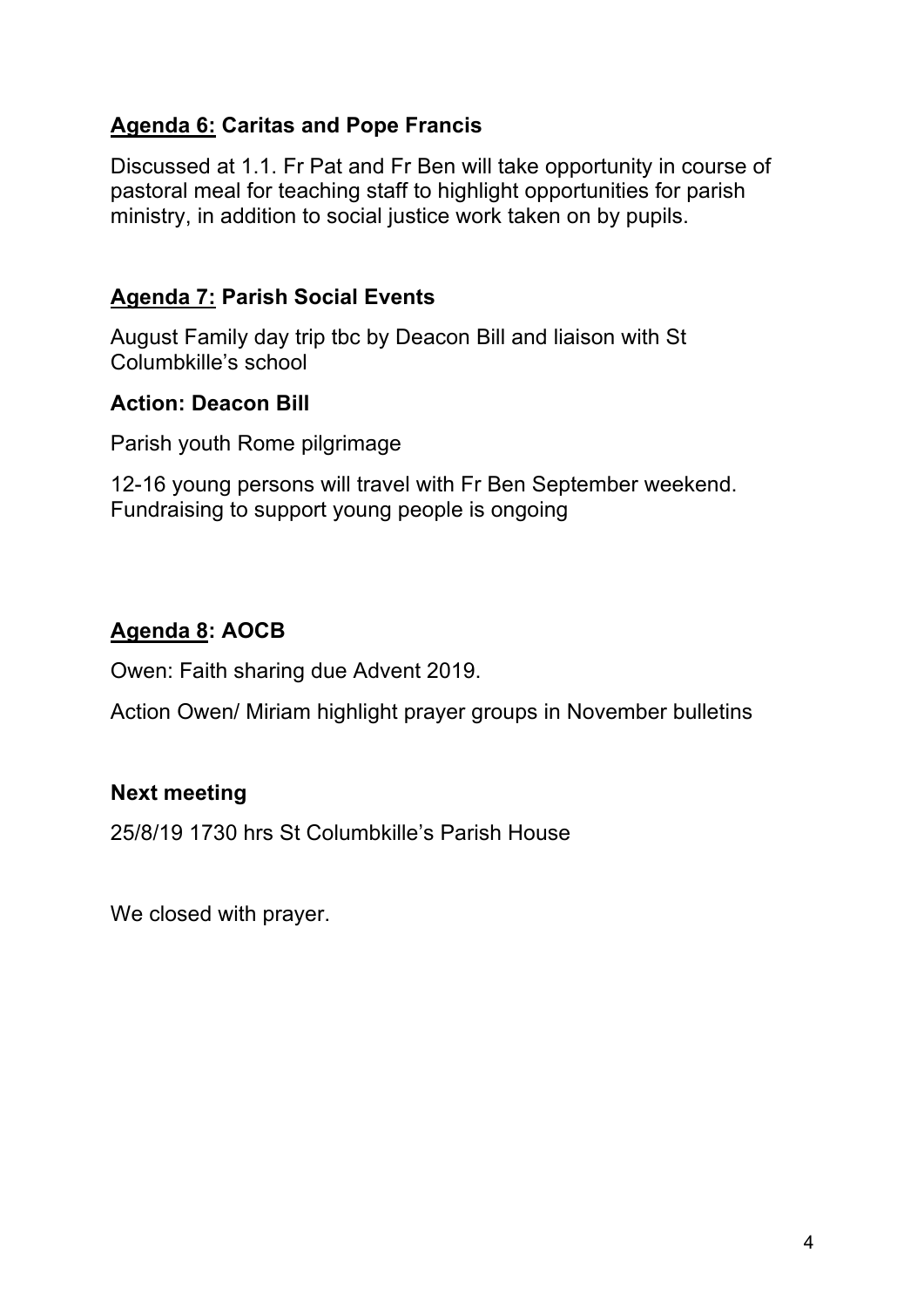## <u>Agenda 6:</u> Caritas and Pope Francis

Discussed at 1.1. Fr Pat and Fr Ben will take opportunity in course of pastoral meal for teaching staff to highlight opportunities for parish ministry, in addition to social justice work taken on by pupils.

## <u>Agenda 7:</u> Parish Social Events

August Family day trip tbc by Deacon Bill and liaison with St Columbkille's school

**Action: Deacon Bill**

Parish youth Rome pilgrimage

12-16 young persons will travel with Fr Ben September weekend. Fundraising to support young people is ongoing

## <u>Agenda 8</u>: AOCB

Owen: Faith sharing due Advent 2019.

Action Owen/ Miriam highlight prayer groups in November bulletins

## Next meeting

25/8/19 1730 hrs St Columbkille's Parish House

We closed with prayer.